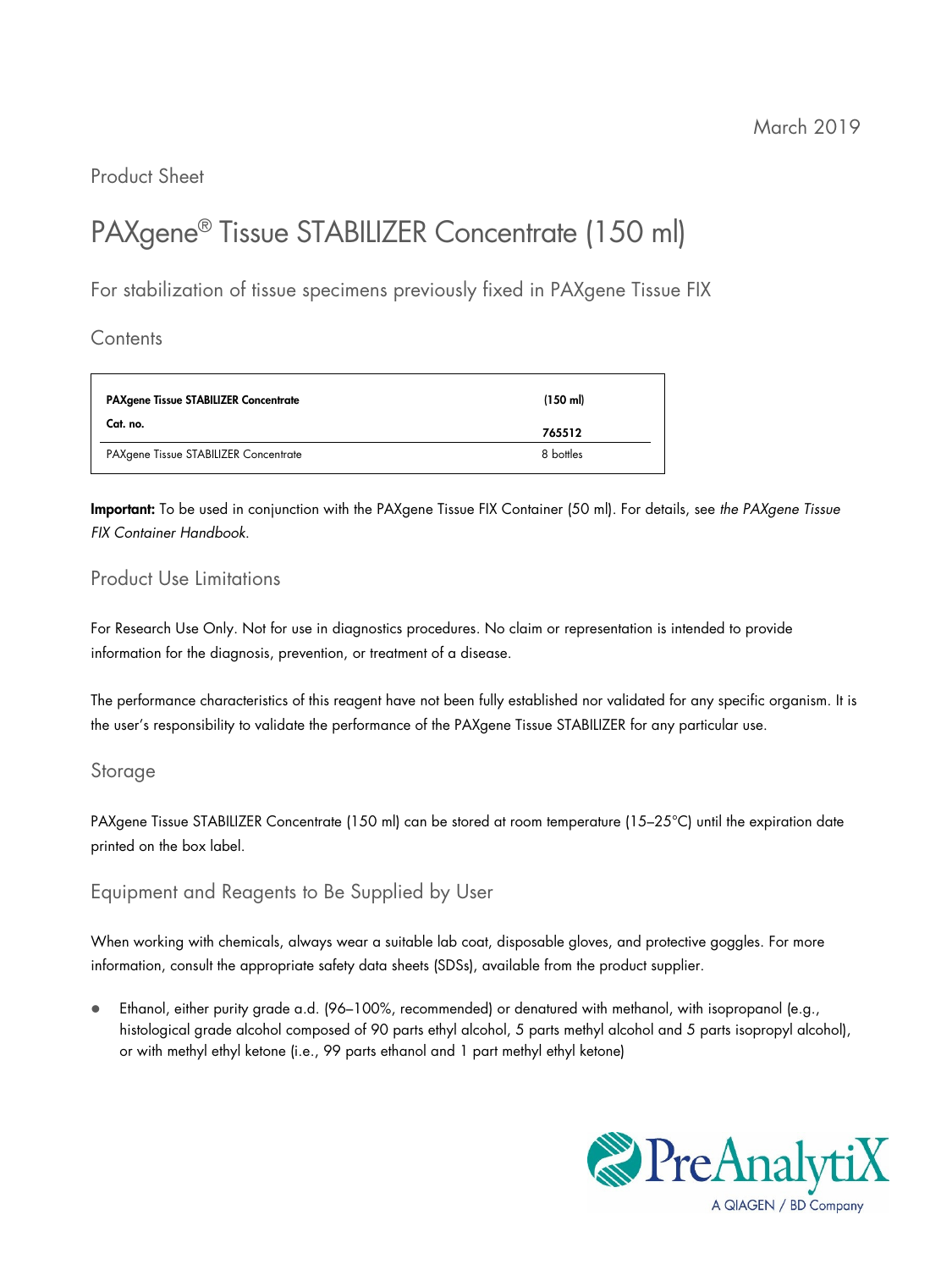March 2019

Product Sheet

# PAXgene® Tissue STABILIZER Concentrate (150 ml)

For stabilization of tissue specimens previously fixed in PAXgene Tissue FIX

## Contents

| **PAXgene Tissue STABILIZER Concentrate** | **(150 ml)** |
| --- | --- |
| **Cat. no.** | **765512** |
| PAXgene Tissue STABILIZER Concentrate | 8 bottles |

**Important:** To be used in conjunction with the PAXgene Tissue FIX Container (50 ml). For details, see *the PAXgene Tissue FIX Container Handbook*.

## Product Use Limitations

For Research Use Only. Not for use in diagnostics procedures. No claim or representation is intended to provide information for the diagnosis, prevention, or treatment of a disease.

The performance characteristics of this reagent have not been fully established nor validated for any specific organism. It is the user's responsibility to validate the performance of the PAXgene Tissue STABILIZER for any particular use.

## Storage

PAXgene Tissue STABILIZER Concentrate (150 ml) can be stored at room temperature (15–25°C) until the expiration date printed on the box label.

## Equipment and Reagents to Be Supplied by User

When working with chemicals, always wear a suitable lab coat, disposable gloves, and protective goggles. For more information, consult the appropriate safety data sheets (SDSs), available from the product supplier.

- Ethanol, either purity grade a.d. (96–100%, recommended) or denatured with methanol, with isopropanol (e.g., histological grade alcohol composed of 90 parts ethyl alcohol, 5 parts methyl alcohol and 5 parts isopropyl alcohol), or with methyl ethyl ketone (i.e., 99 parts ethanol and 1 part methyl ethyl ketone)

PreAnalytiX
A QIAGEN / BD Company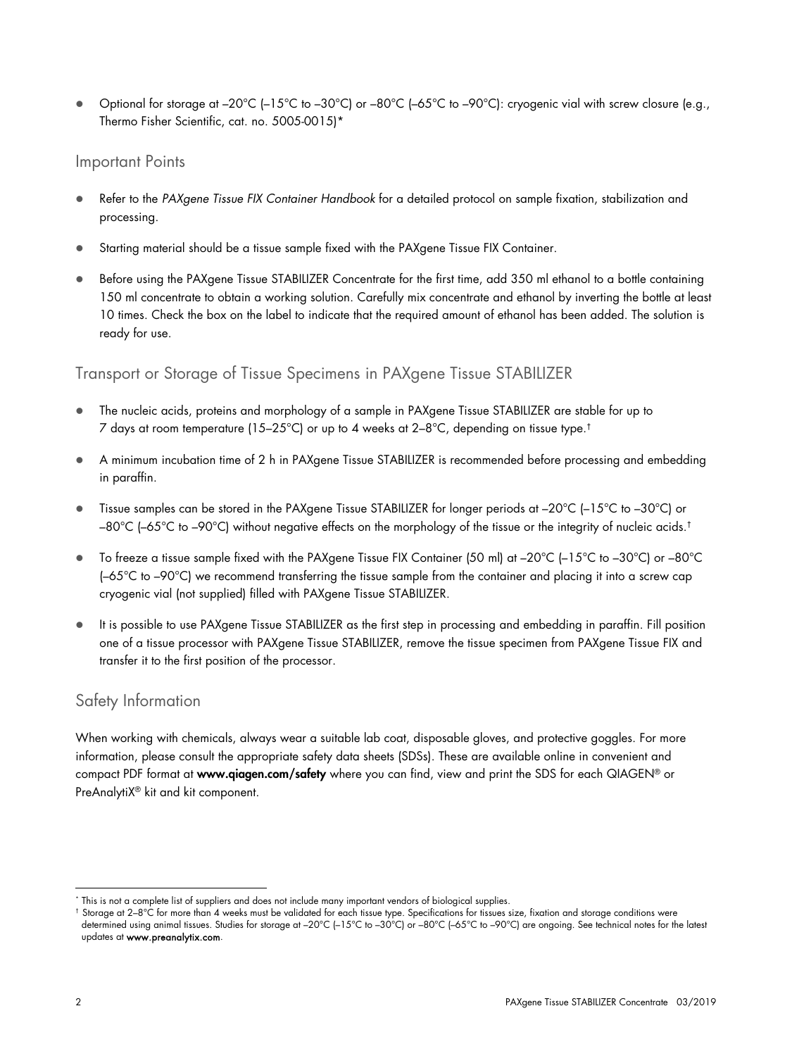- Optional for storage at –20°C (–15°C to –30°C) or –80°C (–65°C to –90°C): cryogenic vial with screw closure (e.g., Thermo Fisher Scientific, cat. no. 5005-0015)*

## Important Points

- Refer to the *PAXgene Tissue FIX Container Handbook* for a detailed protocol on sample fixation, stabilization and processing.
- Starting material should be a tissue sample fixed with the PAXgene Tissue FIX Container.
- Before using the PAXgene Tissue STABILIZER Concentrate for the first time, add 350 ml ethanol to a bottle containing 150 ml concentrate to obtain a working solution. Carefully mix concentrate and ethanol by inverting the bottle at least 10 times. Check the box on the label to indicate that the required amount of ethanol has been added. The solution is ready for use.

## Transport or Storage of Tissue Specimens in PAXgene Tissue STABILIZER

- The nucleic acids, proteins and morphology of a sample in PAXgene Tissue STABILIZER are stable for up to 7 days at room temperature (15–25°C) or up to 4 weeks at 2–8°C, depending on tissue type.†
- A minimum incubation time of 2 h in PAXgene Tissue STABILIZER is recommended before processing and embedding in paraffin.
- Tissue samples can be stored in the PAXgene Tissue STABILIZER for longer periods at –20°C (–15°C to –30°C) or –80°C (–65°C to –90°C) without negative effects on the morphology of the tissue or the integrity of nucleic acids.†
- To freeze a tissue sample fixed with the PAXgene Tissue FIX Container (50 ml) at –20°C (–15°C to –30°C) or –80°C (–65°C to –90°C) we recommend transferring the tissue sample from the container and placing it into a screw cap cryogenic vial (not supplied) filled with PAXgene Tissue STABILIZER.
- It is possible to use PAXgene Tissue STABILIZER as the first step in processing and embedding in paraffin. Fill position one of a tissue processor with PAXgene Tissue STABILIZER, remove the tissue specimen from PAXgene Tissue FIX and transfer it to the first position of the processor.

## Safety Information

When working with chemicals, always wear a suitable lab coat, disposable gloves, and protective goggles. For more information, please consult the appropriate safety data sheets (SDSs). These are available online in convenient and compact PDF format at **www.qiagen.com/safety** where you can find, view and print the SDS for each QIAGEN® or PreAnalytiX® kit and kit component.

---

* This is not a complete list of suppliers and does not include many important vendors of biological supplies.

† Storage at 2–8°C for more than 4 weeks must be validated for each tissue type. Specifications for tissues size, fixation and storage conditions were determined using animal tissues. Studies for storage at –20°C (–15°C to –30°C) or –80°C (–65°C to –90°C) are ongoing. See technical notes for the latest updates at **www.preanalytix.com**.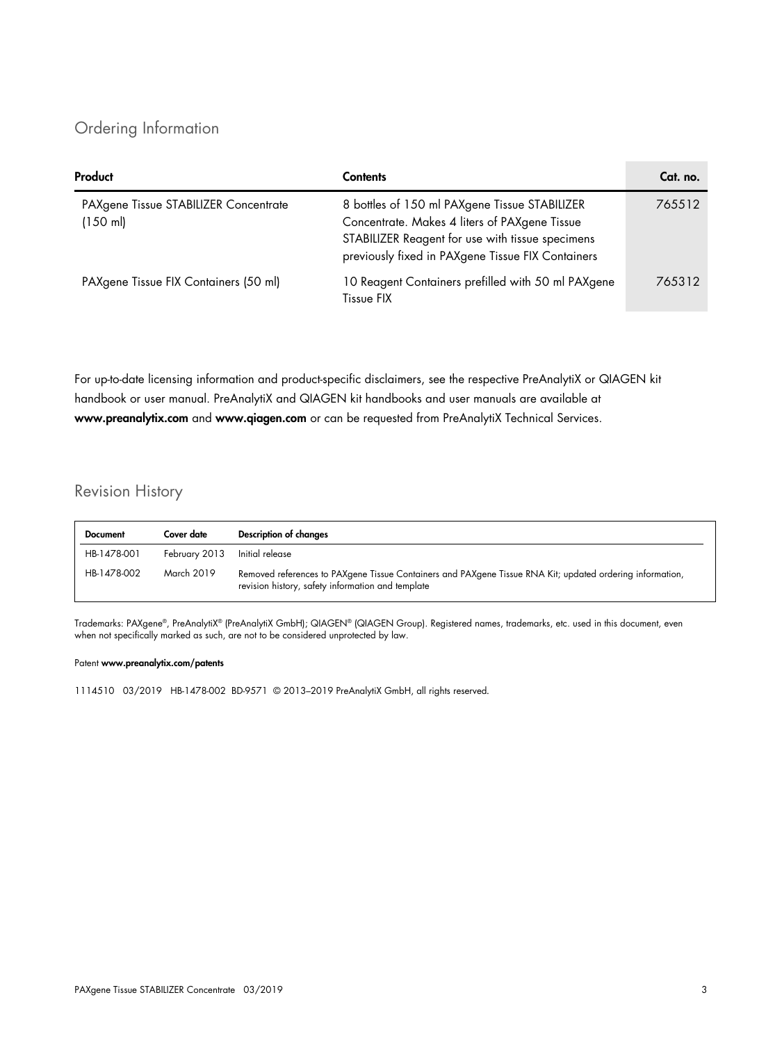## Ordering Information

| Product | Contents | Cat. no. |
|---|---|---|
| PAXgene Tissue STABILIZER Concentrate (150 ml) | 8 bottles of 150 ml PAXgene Tissue STABILIZER Concentrate. Makes 4 liters of PAXgene Tissue STABILIZER Reagent for use with tissue specimens previously fixed in PAXgene Tissue FIX Containers | 765512 |
| PAXgene Tissue FIX Containers (50 ml) | 10 Reagent Containers prefilled with 50 ml PAXgene Tissue FIX | 765312 |

For up-to-date licensing information and product-specific disclaimers, see the respective PreAnalytiX or QIAGEN kit handbook or user manual. PreAnalytiX and QIAGEN kit handbooks and user manuals are available at **www.preanalytix.com** and **www.qiagen.com** or can be requested from PreAnalytiX Technical Services.

## Revision History

| Document | Cover date | Description of changes |
|---|---|---|
| HB-1478-001 | February 2013 | Initial release |
| HB-1478-002 | March 2019 | Removed references to PAXgene Tissue Containers and PAXgene Tissue RNA Kit; updated ordering information, revision history, safety information and template |

Trademarks: PAXgene®, PreAnalytiX® (PreAnalytiX GmbH); QIAGEN® (QIAGEN Group). Registered names, trademarks, etc. used in this document, even when not specifically marked as such, are not to be considered unprotected by law.

Patent **www.preanalytix.com/patents**

1114510 03/2019 HB-1478-002 BD-9571 © 2013–2019 PreAnalytiX GmbH, all rights reserved.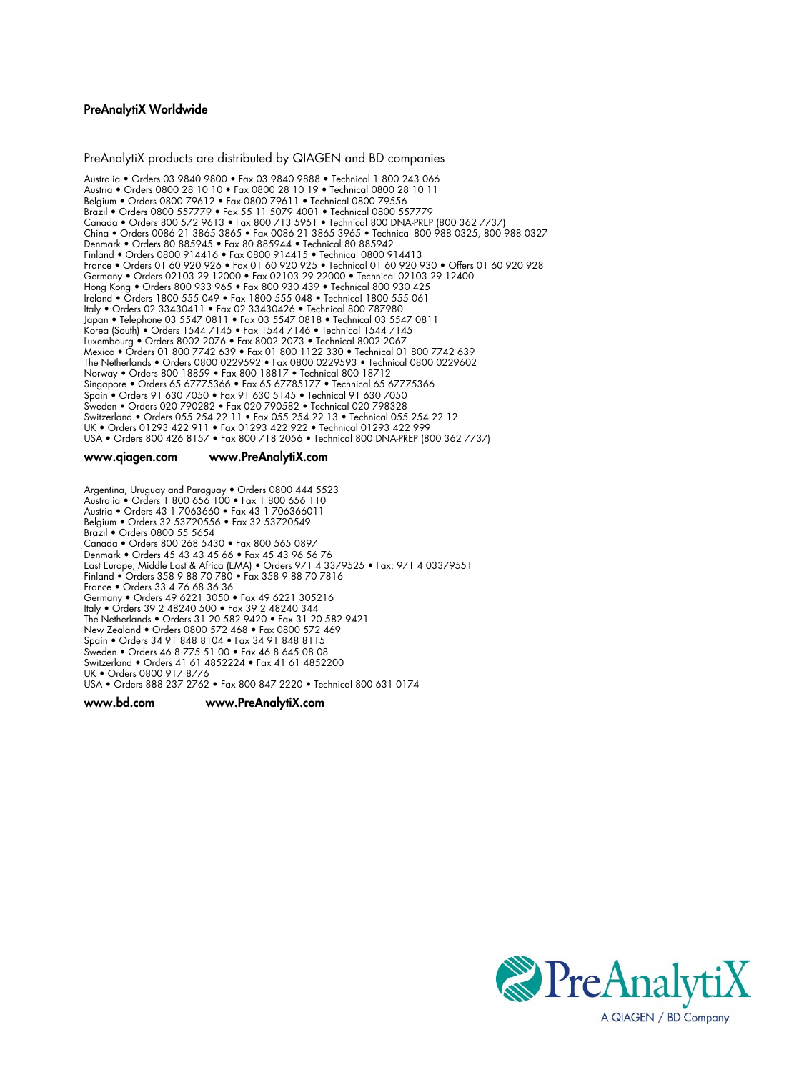**PreAnalytiX Worldwide**

PreAnalytiX products are distributed by QIAGEN and BD companies

Australia • Orders 03 9840 9800 • Fax 03 9840 9888 • Technical 1 800 243 066
Austria • Orders 0800 28 10 10 • Fax 0800 28 10 19 • Technical 0800 28 10 11
Belgium • Orders 0800 79612 • Fax 0800 79611 • Technical 0800 79556
Brazil • Orders 0800 557779 • Fax 55 11 5079 4001 • Technical 0800 557779
Canada • Orders 800 572 9613 • Fax 800 713 5951 • Technical 800 DNA-PREP (800 362 7737)
China • Orders 0086 21 3865 3865 • Fax 0086 21 3865 3965 • Technical 800 988 0325, 800 988 0327
Denmark • Orders 80 885945 • Fax 80 885944 • Technical 80 885942
Finland • Orders 0800 914416 • Fax 0800 914415 • Technical 0800 914413
France • Orders 01 60 920 926 • Fax 01 60 920 925 • Technical 01 60 920 930 • Offers 01 60 920 928
Germany • Orders 02103 29 12000 • Fax 02103 29 22000 • Technical 02103 29 12400
Hong Kong • Orders 800 933 965 • Fax 800 930 439 • Technical 800 930 425
Ireland • Orders 1800 555 049 • Fax 1800 555 048 • Technical 1800 555 061
Italy • Orders 02 33430411 • Fax 02 33430426 • Technical 800 787980
Japan • Telephone 03 5547 0811 • Fax 03 5547 0818 • Technical 03 5547 0811
Korea (South) • Orders 1544 7145 • Fax 1544 7146 • Technical 1544 7145
Luxembourg • Orders 8002 2076 • Fax 8002 2073 • Technical 8002 2067
Mexico • Orders 01 800 7742 639 • Fax 01 800 1122 330 • Technical 01 800 7742 639
The Netherlands • Orders 0800 0229592 • Fax 0800 0229593 • Technical 0800 0229602
Norway • Orders 800 18859 • Fax 800 18817 • Technical 800 18712
Singapore • Orders 65 67775366 • Fax 65 67785177 • Technical 65 67775366
Spain • Orders 91 630 7050 • Fax 91 630 5145 • Technical 91 630 7050
Sweden • Orders 020 790282 • Fax 020 790582 • Technical 020 798328
Switzerland • Orders 055 254 22 11 • Fax 055 254 22 13 • Technical 055 254 22 12
UK • Orders 01293 422 911 • Fax 01293 422 922 • Technical 01293 422 999
USA • Orders 800 426 8157 • Fax 800 718 2056 • Technical 800 DNA-PREP (800 362 7737)

**www.qiagen.com** **www.PreAnalytiX.com**

Argentina, Uruguay and Paraguay • Orders 0800 444 5523
Australia • Orders 1 800 656 100 • Fax 1 800 656 110
Austria • Orders 43 1 7063660 • Fax 43 1 706366011
Belgium • Orders 32 53720556 • Fax 32 53720549
Brazil • Orders 0800 55 5654
Canada • Orders 800 268 5430 • Fax 800 565 0897
Denmark • Orders 45 43 43 45 66 • Fax 45 43 96 56 76
East Europe, Middle East & Africa (EMA) • Orders 971 4 3379525 • Fax: 971 4 03379551
Finland • Orders 358 9 88 70 780 • Fax 358 9 88 70 7816
France • Orders 33 4 76 68 36 36
Germany • Orders 49 6221 3050 • Fax 49 6221 305216
Italy • Orders 39 2 48240 500 • Fax 39 2 48240 344
The Netherlands • Orders 31 20 582 9420 • Fax 31 20 582 9421
New Zealand • Orders 0800 572 468 • Fax 0800 572 469
Spain • Orders 34 91 848 8104 • Fax 34 91 848 8115
Sweden • Orders 46 8 775 51 00 • Fax 46 8 645 08 08
Switzerland • Orders 41 61 4852224 • Fax 41 61 4852200
UK • Orders 0800 917 8776
USA • Orders 888 237 2762 • Fax 800 847 2220 • Technical 800 631 0174

**www.bd.com** **www.PreAnalytiX.com**

PreAnalytiX
A QIAGEN / BD Company